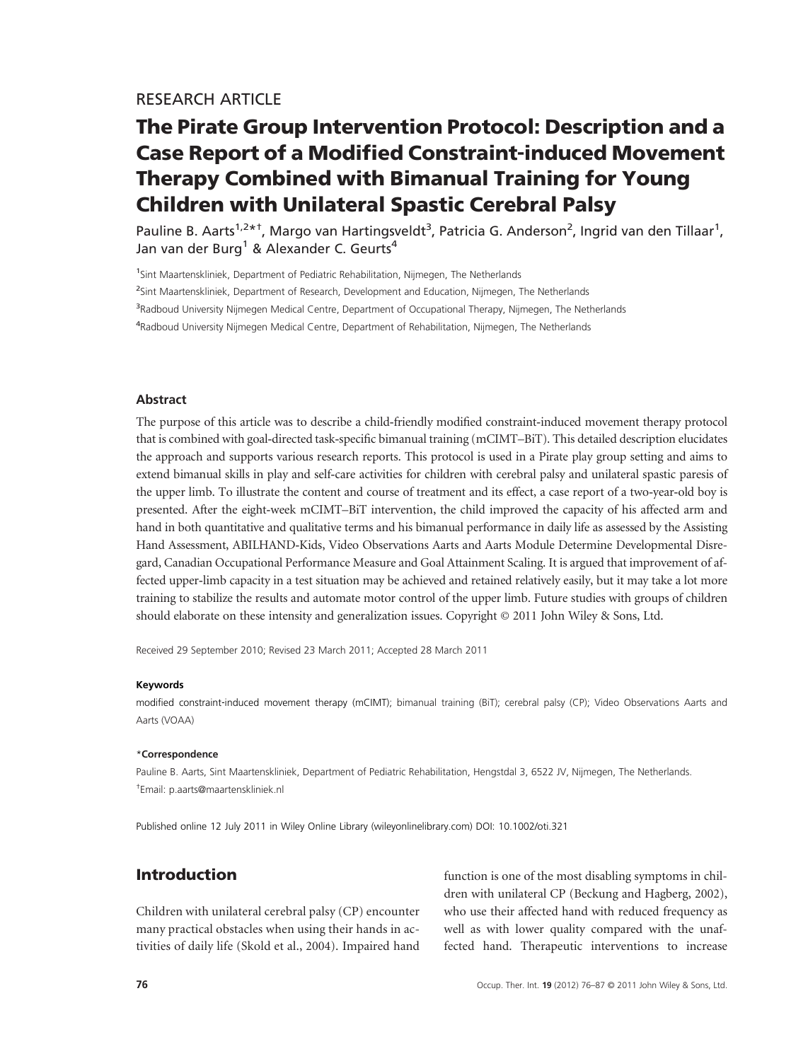RESEARCH ARTICLE

# The Pirate Group Intervention Protocol: Description and a Case Report of a Modified Constraint-induced Movement Therapy Combined with Bimanual Training for Young Children with Unilateral Spastic Cerebral Palsy

Pauline B. Aarts[1,2*†], Margo van Hartingsveldt[3], Patricia G. Anderson[2], Ingrid van den Tillaar[1], Jan van der Burg[1] & Alexander C. Geurts[4]

[1]Sint Maartenskliniek, Department of Pediatric Rehabilitation, Nijmegen, The Netherlands

[2]Sint Maartenskliniek, Department of Research, Development and Education, Nijmegen, The Netherlands

[3]Radboud University Nijmegen Medical Centre, Department of Occupational Therapy, Nijmegen, The Netherlands

[4]Radboud University Nijmegen Medical Centre, Department of Rehabilitation, Nijmegen, The Netherlands

### Abstract

The purpose of this article was to describe a child-friendly modified constraint-induced movement therapy protocol that is combined with goal-directed task-specific bimanual training (mCIMT–BiT). This detailed description elucidates the approach and supports various research reports. This protocol is used in a Pirate play group setting and aims to extend bimanual skills in play and self-care activities for children with cerebral palsy and unilateral spastic paresis of the upper limb. To illustrate the content and course of treatment and its effect, a case report of a two-year-old boy is presented. After the eight-week mCIMT–BiT intervention, the child improved the capacity of his affected arm and hand in both quantitative and qualitative terms and his bimanual performance in daily life as assessed by the Assisting Hand Assessment, ABILHAND-Kids, Video Observations Aarts and Aarts Module Determine Developmental Disregard, Canadian Occupational Performance Measure and Goal Attainment Scaling. It is argued that improvement of affected upper-limb capacity in a test situation may be achieved and retained relatively easily, but it may take a lot more training to stabilize the results and automate motor control of the upper limb. Future studies with groups of children should elaborate on these intensity and generalization issues. Copyright © 2011 John Wiley & Sons, Ltd.

Received 29 September 2010; Revised 23 March 2011; Accepted 28 March 2011

#### Keywords

modified constraint-induced movement therapy (mCIMT); bimanual training (BiT); cerebral palsy (CP); Video Observations Aarts and Aarts (VOAA)

#### *Correspondence

Pauline B. Aarts, Sint Maartenskliniek, Department of Pediatric Rehabilitation, Hengstdal 3, 6522 JV, Nijmegen, The Netherlands.
†Email: p.aarts@maartenskliniek.nl

Published online 12 July 2011 in Wiley Online Library (wileyonlinelibrary.com) DOI: 10.1002/oti.321

## Introduction

Children with unilateral cerebral palsy (CP) encounter many practical obstacles when using their hands in activities of daily life (Skold et al., 2004). Impaired hand function is one of the most disabling symptoms in children with unilateral CP (Beckung and Hagberg, 2002), who use their affected hand with reduced frequency as well as with lower quality compared with the unaffected hand. Therapeutic interventions to increase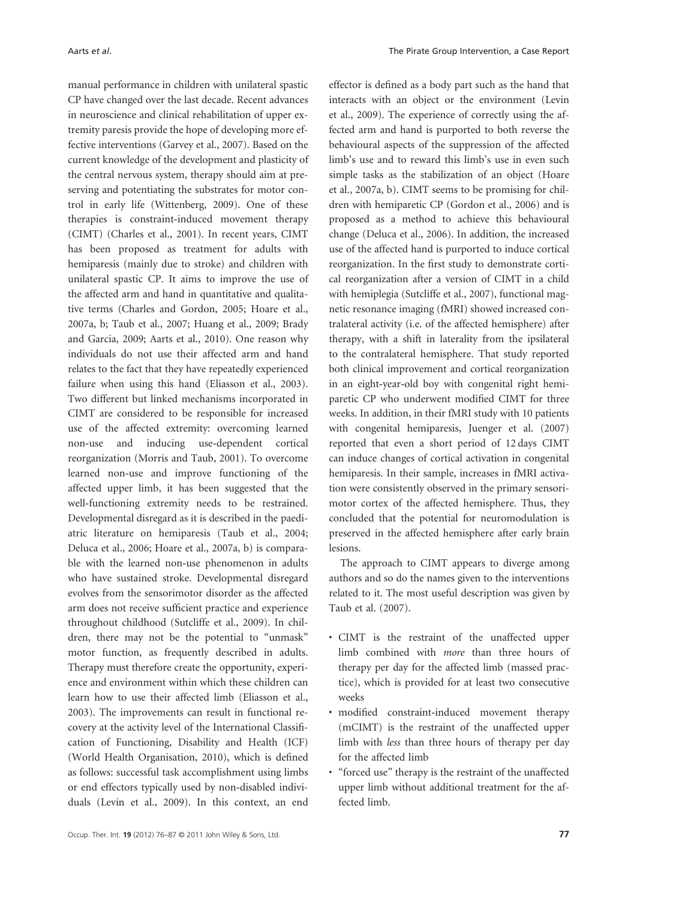manual performance in children with unilateral spastic CP have changed over the last decade. Recent advances in neuroscience and clinical rehabilitation of upper extremity paresis provide the hope of developing more effective interventions (Garvey et al., 2007). Based on the current knowledge of the development and plasticity of the central nervous system, therapy should aim at preserving and potentiating the substrates for motor control in early life (Wittenberg, 2009). One of these therapies is constraint-induced movement therapy (CIMT) (Charles et al., 2001). In recent years, CIMT has been proposed as treatment for adults with hemiparesis (mainly due to stroke) and children with unilateral spastic CP. It aims to improve the use of the affected arm and hand in quantitative and qualitative terms (Charles and Gordon, 2005; Hoare et al., 2007a, b; Taub et al., 2007; Huang et al., 2009; Brady and Garcia, 2009; Aarts et al., 2010). One reason why individuals do not use their affected arm and hand relates to the fact that they have repeatedly experienced failure when using this hand (Eliasson et al., 2003). Two different but linked mechanisms incorporated in CIMT are considered to be responsible for increased use of the affected extremity: overcoming learned non-use and inducing use-dependent cortical reorganization (Morris and Taub, 2001). To overcome learned non-use and improve functioning of the affected upper limb, it has been suggested that the well-functioning extremity needs to be restrained. Developmental disregard as it is described in the paediatric literature on hemiparesis (Taub et al., 2004; Deluca et al., 2006; Hoare et al., 2007a, b) is comparable with the learned non-use phenomenon in adults who have sustained stroke. Developmental disregard evolves from the sensorimotor disorder as the affected arm does not receive sufficient practice and experience throughout childhood (Sutcliffe et al., 2009). In children, there may not be the potential to "unmask" motor function, as frequently described in adults. Therapy must therefore create the opportunity, experience and environment within which these children can learn how to use their affected limb (Eliasson et al., 2003). The improvements can result in functional recovery at the activity level of the International Classification of Functioning, Disability and Health (ICF) (World Health Organisation, 2010), which is defined as follows: successful task accomplishment using limbs or end effectors typically used by non-disabled individuals (Levin et al., 2009). In this context, an end effector is defined as a body part such as the hand that interacts with an object or the environment (Levin et al., 2009). The experience of correctly using the affected arm and hand is purported to both reverse the behavioural aspects of the suppression of the affected limb's use and to reward this limb's use in even such simple tasks as the stabilization of an object (Hoare et al., 2007a, b). CIMT seems to be promising for children with hemiparetic CP (Gordon et al., 2006) and is proposed as a method to achieve this behavioural change (Deluca et al., 2006). In addition, the increased use of the affected hand is purported to induce cortical reorganization. In the first study to demonstrate cortical reorganization after a version of CIMT in a child with hemiplegia (Sutcliffe et al., 2007), functional magnetic resonance imaging (fMRI) showed increased contralateral activity (i.e. of the affected hemisphere) after therapy, with a shift in laterality from the ipsilateral to the contralateral hemisphere. That study reported both clinical improvement and cortical reorganization in an eight-year-old boy with congenital right hemiparetic CP who underwent modified CIMT for three weeks. In addition, in their fMRI study with 10 patients with congenital hemiparesis, Juenger et al. (2007) reported that even a short period of 12 days CIMT can induce changes of cortical activation in congenital hemiparesis. In their sample, increases in fMRI activation were consistently observed in the primary sensorimotor cortex of the affected hemisphere. Thus, they concluded that the potential for neuromodulation is preserved in the affected hemisphere after early brain lesions.

The approach to CIMT appears to diverge among authors and so do the names given to the interventions related to it. The most useful description was given by Taub et al. (2007).

- CIMT is the restraint of the unaffected upper limb combined with *more* than three hours of therapy per day for the affected limb (massed practice), which is provided for at least two consecutive weeks
- modified constraint-induced movement therapy (mCIMT) is the restraint of the unaffected upper limb with *less* than three hours of therapy per day for the affected limb
- "forced use" therapy is the restraint of the unaffected upper limb without additional treatment for the affected limb.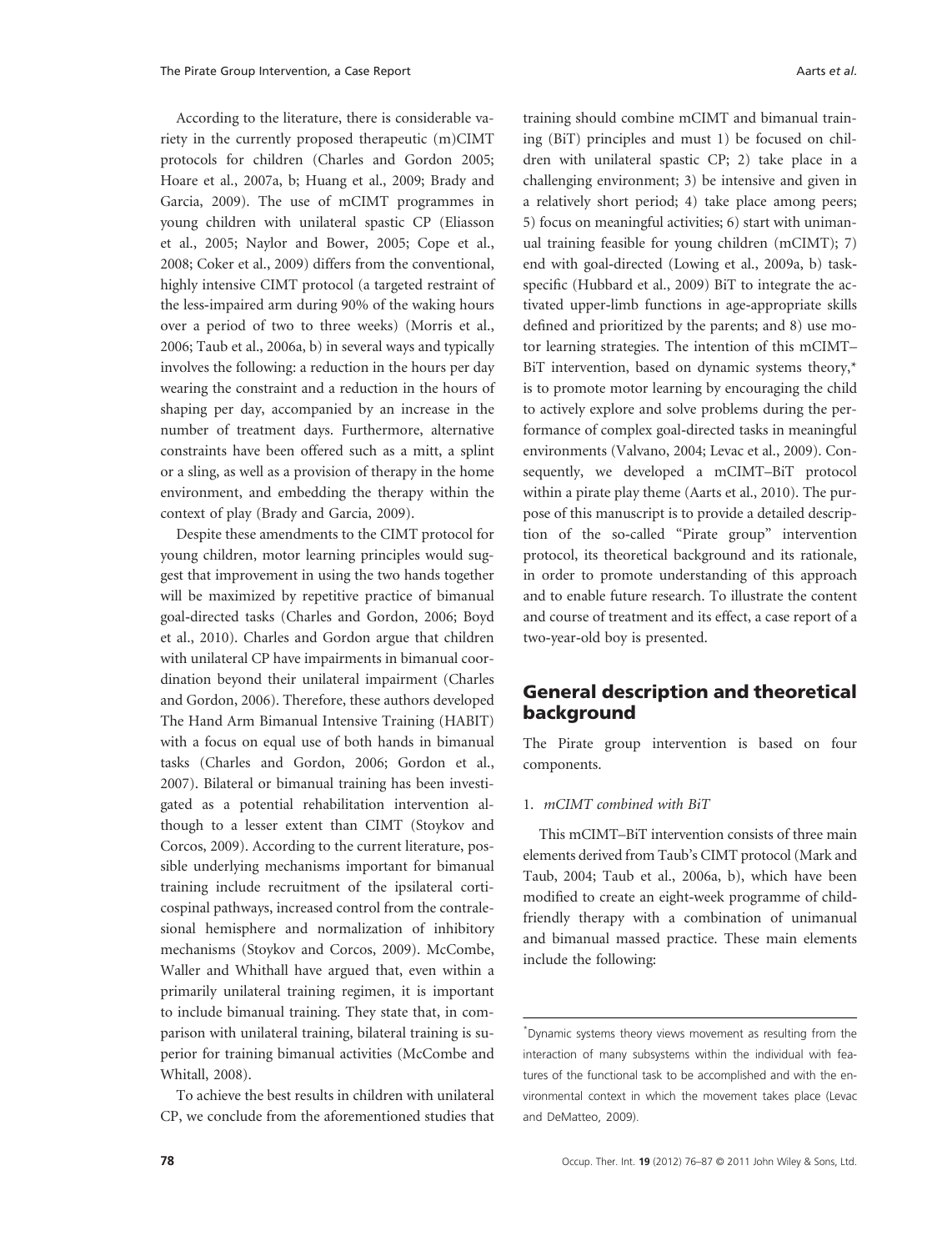According to the literature, there is considerable variety in the currently proposed therapeutic (m)CIMT protocols for children (Charles and Gordon 2005; Hoare et al., 2007a, b; Huang et al., 2009; Brady and Garcia, 2009). The use of mCIMT programmes in young children with unilateral spastic CP (Eliasson et al., 2005; Naylor and Bower, 2005; Cope et al., 2008; Coker et al., 2009) differs from the conventional, highly intensive CIMT protocol (a targeted restraint of the less-impaired arm during 90% of the waking hours over a period of two to three weeks) (Morris et al., 2006; Taub et al., 2006a, b) in several ways and typically involves the following: a reduction in the hours per day wearing the constraint and a reduction in the hours of shaping per day, accompanied by an increase in the number of treatment days. Furthermore, alternative constraints have been offered such as a mitt, a splint or a sling, as well as a provision of therapy in the home environment, and embedding the therapy within the context of play (Brady and Garcia, 2009).

Despite these amendments to the CIMT protocol for young children, motor learning principles would suggest that improvement in using the two hands together will be maximized by repetitive practice of bimanual goal-directed tasks (Charles and Gordon, 2006; Boyd et al., 2010). Charles and Gordon argue that children with unilateral CP have impairments in bimanual coordination beyond their unilateral impairment (Charles and Gordon, 2006). Therefore, these authors developed The Hand Arm Bimanual Intensive Training (HABIT) with a focus on equal use of both hands in bimanual tasks (Charles and Gordon, 2006; Gordon et al., 2007). Bilateral or bimanual training has been investigated as a potential rehabilitation intervention although to a lesser extent than CIMT (Stoykov and Corcos, 2009). According to the current literature, possible underlying mechanisms important for bimanual training include recruitment of the ipsilateral corticospinal pathways, increased control from the contralesional hemisphere and normalization of inhibitory mechanisms (Stoykov and Corcos, 2009). McCombe, Waller and Whithall have argued that, even within a primarily unilateral training regimen, it is important to include bimanual training. They state that, in comparison with unilateral training, bilateral training is superior for training bimanual activities (McCombe and Whitall, 2008).

To achieve the best results in children with unilateral CP, we conclude from the aforementioned studies that training should combine mCIMT and bimanual training (BiT) principles and must 1) be focused on children with unilateral spastic CP; 2) take place in a challenging environment; 3) be intensive and given in a relatively short period; 4) take place among peers; 5) focus on meaningful activities; 6) start with unimanual training feasible for young children (mCIMT); 7) end with goal-directed (Lowing et al., 2009a, b) task-specific (Hubbard et al., 2009) BiT to integrate the activated upper-limb functions in age-appropriate skills defined and prioritized by the parents; and 8) use motor learning strategies. The intention of this mCIMT–BiT intervention, based on dynamic systems theory,* is to promote motor learning by encouraging the child to actively explore and solve problems during the performance of complex goal-directed tasks in meaningful environments (Valvano, 2004; Levac et al., 2009). Consequently, we developed a mCIMT–BiT protocol within a pirate play theme (Aarts et al., 2010). The purpose of this manuscript is to provide a detailed description of the so-called "Pirate group" intervention protocol, its theoretical background and its rationale, in order to promote understanding of this approach and to enable future research. To illustrate the content and course of treatment and its effect, a case report of a two-year-old boy is presented.

## General description and theoretical background

The Pirate group intervention is based on four components.

1. *mCIMT combined with BiT*

This mCIMT–BiT intervention consists of three main elements derived from Taub's CIMT protocol (Mark and Taub, 2004; Taub et al., 2006a, b), which have been modified to create an eight-week programme of child-friendly therapy with a combination of unimanual and bimanual massed practice. These main elements include the following:

---

*Dynamic systems theory views movement as resulting from the interaction of many subsystems within the individual with features of the functional task to be accomplished and with the environmental context in which the movement takes place (Levac and DeMatteo, 2009).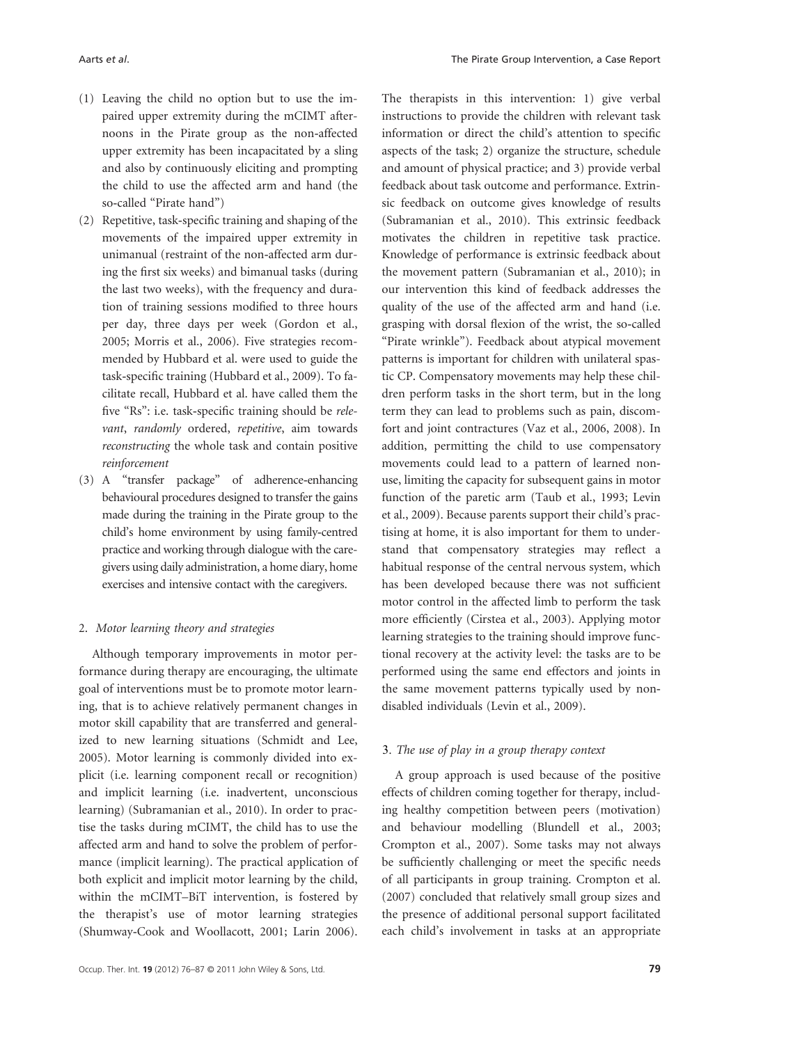(1) Leaving the child no option but to use the impaired upper extremity during the mCIMT afternoons in the Pirate group as the non-affected upper extremity has been incapacitated by a sling and also by continuously eliciting and prompting the child to use the affected arm and hand (the so-called "Pirate hand")

(2) Repetitive, task-specific training and shaping of the movements of the impaired upper extremity in unimanual (restraint of the non-affected arm during the first six weeks) and bimanual tasks (during the last two weeks), with the frequency and duration of training sessions modified to three hours per day, three days per week (Gordon et al., 2005; Morris et al., 2006). Five strategies recommended by Hubbard et al. were used to guide the task-specific training (Hubbard et al., 2009). To facilitate recall, Hubbard et al. have called them the five "Rs": i.e. task-specific training should be *relevant*, *randomly* ordered, *repetitive*, aim towards *reconstructing* the whole task and contain positive *reinforcement*

(3) A "transfer package" of adherence-enhancing behavioural procedures designed to transfer the gains made during the training in the Pirate group to the child's home environment by using family-centred practice and working through dialogue with the caregivers using daily administration, a home diary, home exercises and intensive contact with the caregivers.

### 2. *Motor learning theory and strategies*

Although temporary improvements in motor performance during therapy are encouraging, the ultimate goal of interventions must be to promote motor learning, that is to achieve relatively permanent changes in motor skill capability that are transferred and generalized to new learning situations (Schmidt and Lee, 2005). Motor learning is commonly divided into explicit (i.e. learning component recall or recognition) and implicit learning (i.e. inadvertent, unconscious learning) (Subramanian et al., 2010). In order to practise the tasks during mCIMT, the child has to use the affected arm and hand to solve the problem of performance (implicit learning). The practical application of both explicit and implicit motor learning by the child, within the mCIMT–BiT intervention, is fostered by the therapist's use of motor learning strategies (Shumway-Cook and Woollacott, 2001; Larin 2006). The therapists in this intervention: 1) give verbal instructions to provide the children with relevant task information or direct the child's attention to specific aspects of the task; 2) organize the structure, schedule and amount of physical practice; and 3) provide verbal feedback about task outcome and performance. Extrinsic feedback on outcome gives knowledge of results (Subramanian et al., 2010). This extrinsic feedback motivates the children in repetitive task practice. Knowledge of performance is extrinsic feedback about the movement pattern (Subramanian et al., 2010); in our intervention this kind of feedback addresses the quality of the use of the affected arm and hand (i.e. grasping with dorsal flexion of the wrist, the so-called "Pirate wrinkle"). Feedback about atypical movement patterns is important for children with unilateral spastic CP. Compensatory movements may help these children perform tasks in the short term, but in the long term they can lead to problems such as pain, discomfort and joint contractures (Vaz et al., 2006, 2008). In addition, permitting the child to use compensatory movements could lead to a pattern of learned non-use, limiting the capacity for subsequent gains in motor function of the paretic arm (Taub et al., 1993; Levin et al., 2009). Because parents support their child's practising at home, it is also important for them to understand that compensatory strategies may reflect a habitual response of the central nervous system, which has been developed because there was not sufficient motor control in the affected limb to perform the task more efficiently (Cirstea et al., 2003). Applying motor learning strategies to the training should improve functional recovery at the activity level: the tasks are to be performed using the same end effectors and joints in the same movement patterns typically used by non-disabled individuals (Levin et al., 2009).

### 3. *The use of play in a group therapy context*

A group approach is used because of the positive effects of children coming together for therapy, including healthy competition between peers (motivation) and behaviour modelling (Blundell et al., 2003; Crompton et al., 2007). Some tasks may not always be sufficiently challenging or meet the specific needs of all participants in group training. Crompton et al. (2007) concluded that relatively small group sizes and the presence of additional personal support facilitated each child's involvement in tasks at an appropriate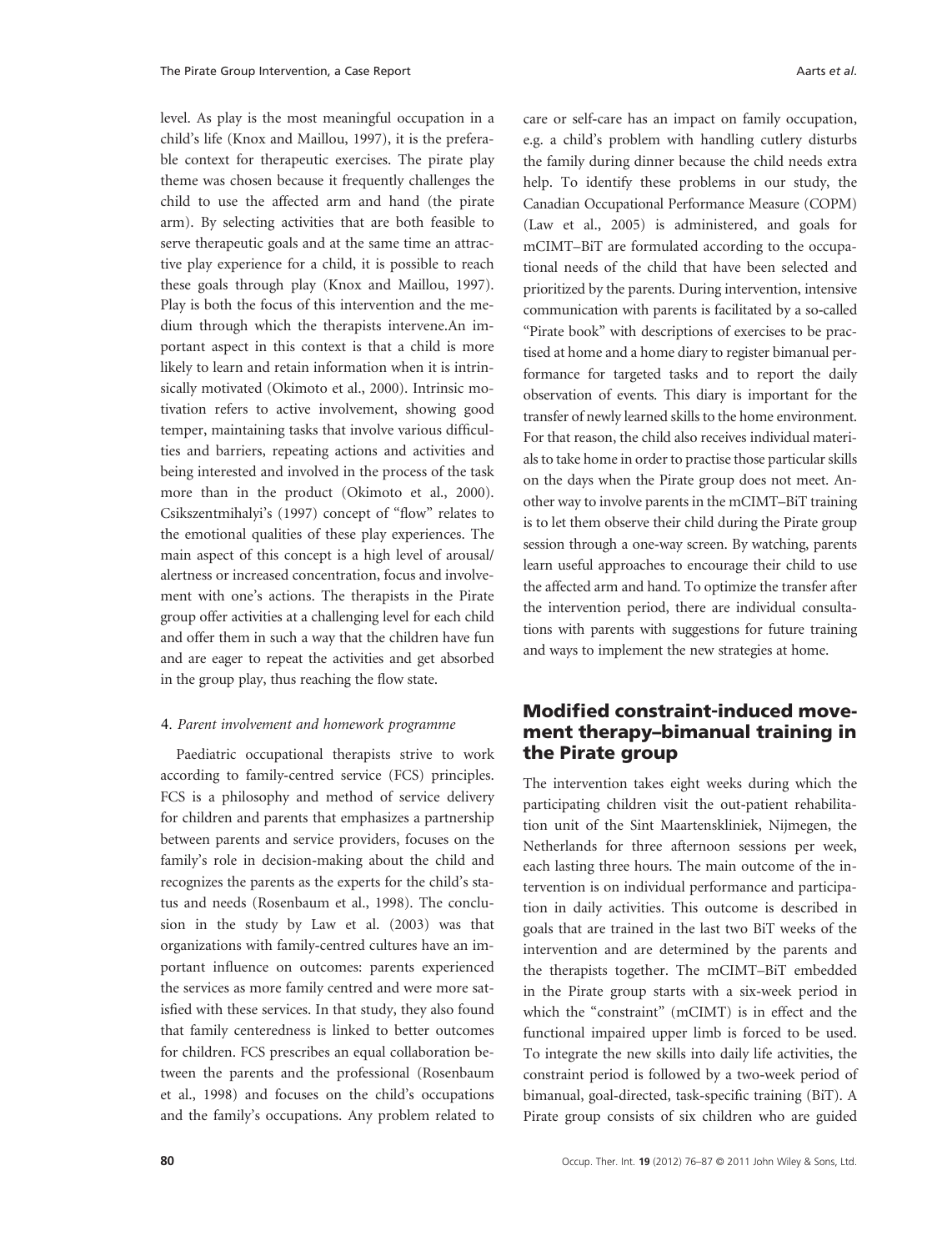level. As play is the most meaningful occupation in a child's life (Knox and Maillou, 1997), it is the preferable context for therapeutic exercises. The pirate play theme was chosen because it frequently challenges the child to use the affected arm and hand (the pirate arm). By selecting activities that are both feasible to serve therapeutic goals and at the same time an attractive play experience for a child, it is possible to reach these goals through play (Knox and Maillou, 1997). Play is both the focus of this intervention and the medium through which the therapists intervene.An important aspect in this context is that a child is more likely to learn and retain information when it is intrinsically motivated (Okimoto et al., 2000). Intrinsic motivation refers to active involvement, showing good temper, maintaining tasks that involve various difficulties and barriers, repeating actions and activities and being interested and involved in the process of the task more than in the product (Okimoto et al., 2000). Csikszentmihalyi's (1997) concept of "flow" relates to the emotional qualities of these play experiences. The main aspect of this concept is a high level of arousal/alertness or increased concentration, focus and involvement with one's actions. The therapists in the Pirate group offer activities at a challenging level for each child and offer them in such a way that the children have fun and are eager to repeat the activities and get absorbed in the group play, thus reaching the flow state.

4. *Parent involvement and homework programme*

Paediatric occupational therapists strive to work according to family-centred service (FCS) principles. FCS is a philosophy and method of service delivery for children and parents that emphasizes a partnership between parents and service providers, focuses on the family's role in decision-making about the child and recognizes the parents as the experts for the child's status and needs (Rosenbaum et al., 1998). The conclusion in the study by Law et al. (2003) was that organizations with family-centred cultures have an important influence on outcomes: parents experienced the services as more family centred and were more satisfied with these services. In that study, they also found that family centeredness is linked to better outcomes for children. FCS prescribes an equal collaboration between the parents and the professional (Rosenbaum et al., 1998) and focuses on the child's occupations and the family's occupations. Any problem related to care or self-care has an impact on family occupation, e.g. a child's problem with handling cutlery disturbs the family during dinner because the child needs extra help. To identify these problems in our study, the Canadian Occupational Performance Measure (COPM) (Law et al., 2005) is administered, and goals for mCIMT–BiT are formulated according to the occupational needs of the child that have been selected and prioritized by the parents. During intervention, intensive communication with parents is facilitated by a so-called "Pirate book" with descriptions of exercises to be practised at home and a home diary to register bimanual performance for targeted tasks and to report the daily observation of events. This diary is important for the transfer of newly learned skills to the home environment. For that reason, the child also receives individual materials to take home in order to practise those particular skills on the days when the Pirate group does not meet. Another way to involve parents in the mCIMT–BiT training is to let them observe their child during the Pirate group session through a one-way screen. By watching, parents learn useful approaches to encourage their child to use the affected arm and hand. To optimize the transfer after the intervention period, there are individual consultations with parents with suggestions for future training and ways to implement the new strategies at home.

## Modified constraint-induced movement therapy–bimanual training in the Pirate group

The intervention takes eight weeks during which the participating children visit the out-patient rehabilitation unit of the Sint Maartenskliniek, Nijmegen, the Netherlands for three afternoon sessions per week, each lasting three hours. The main outcome of the intervention is on individual performance and participation in daily activities. This outcome is described in goals that are trained in the last two BiT weeks of the intervention and are determined by the parents and the therapists together. The mCIMT–BiT embedded in the Pirate group starts with a six-week period in which the "constraint" (mCIMT) is in effect and the functional impaired upper limb is forced to be used. To integrate the new skills into daily life activities, the constraint period is followed by a two-week period of bimanual, goal-directed, task-specific training (BiT). A Pirate group consists of six children who are guided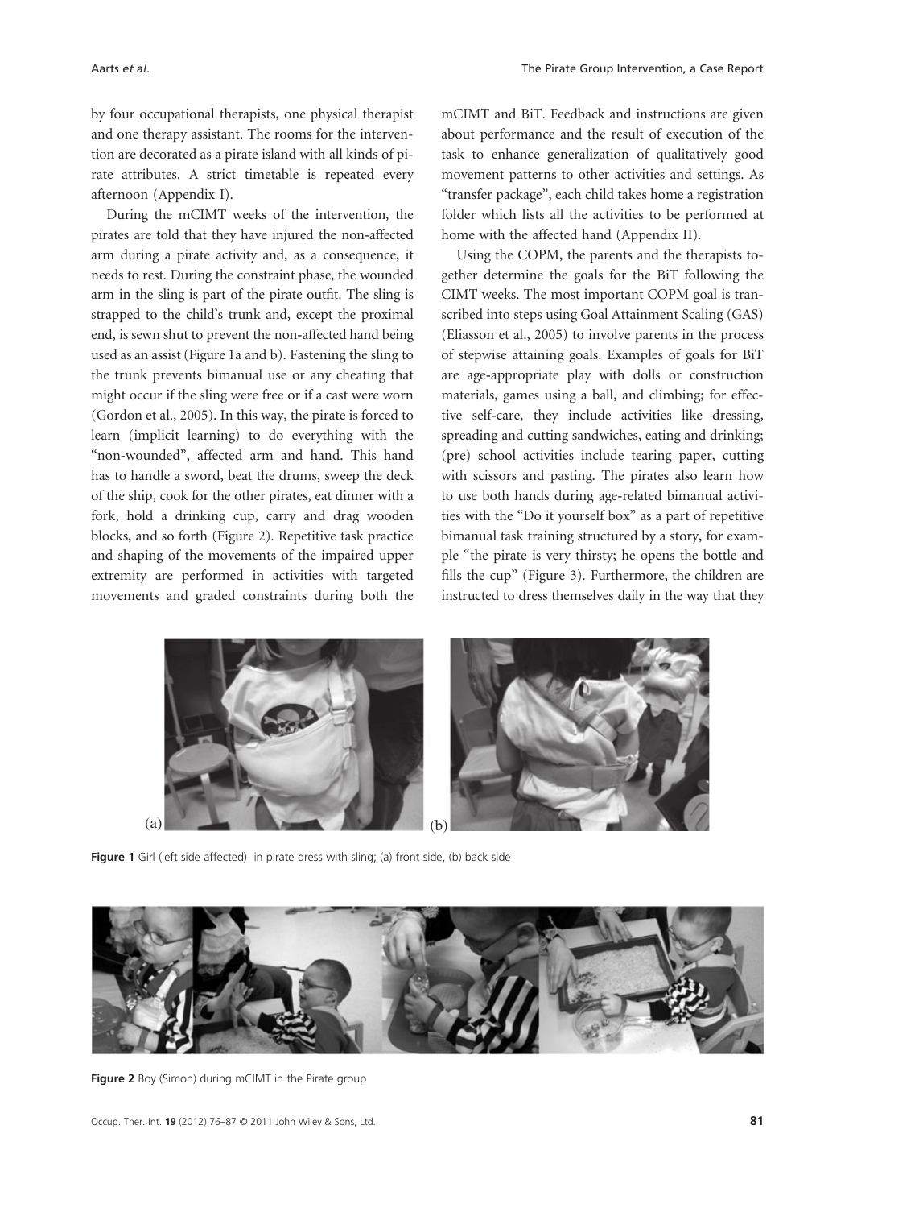by four occupational therapists, one physical therapist and one therapy assistant. The rooms for the intervention are decorated as a pirate island with all kinds of pirate attributes. A strict timetable is repeated every afternoon (Appendix I).

During the mCIMT weeks of the intervention, the pirates are told that they have injured the non-affected arm during a pirate activity and, as a consequence, it needs to rest. During the constraint phase, the wounded arm in the sling is part of the pirate outfit. The sling is strapped to the child's trunk and, except the proximal end, is sewn shut to prevent the non-affected hand being used as an assist (Figure 1a and b). Fastening the sling to the trunk prevents bimanual use or any cheating that might occur if the sling were free or if a cast were worn (Gordon et al., 2005). In this way, the pirate is forced to learn (implicit learning) to do everything with the "non-wounded", affected arm and hand. This hand has to handle a sword, beat the drums, sweep the deck of the ship, cook for the other pirates, eat dinner with a fork, hold a drinking cup, carry and drag wooden blocks, and so forth (Figure 2). Repetitive task practice and shaping of the movements of the impaired upper extremity are performed in activities with targeted movements and graded constraints during both the mCIMT and BiT. Feedback and instructions are given about performance and the result of execution of the task to enhance generalization of qualitatively good movement patterns to other activities and settings. As "transfer package", each child takes home a registration folder which lists all the activities to be performed at home with the affected hand (Appendix II).

Using the COPM, the parents and the therapists together determine the goals for the BiT following the CIMT weeks. The most important COPM goal is transcribed into steps using Goal Attainment Scaling (GAS) (Eliasson et al., 2005) to involve parents in the process of stepwise attaining goals. Examples of goals for BiT are age-appropriate play with dolls or construction materials, games using a ball, and climbing; for effective self-care, they include activities like dressing, spreading and cutting sandwiches, eating and drinking; (pre) school activities include tearing paper, cutting with scissors and pasting. The pirates also learn how to use both hands during age-related bimanual activities with the "Do it yourself box" as a part of repetitive bimanual task training structured by a story, for example "the pirate is very thirsty; he opens the bottle and fills the cup" (Figure 3). Furthermore, the children are instructed to dress themselves daily in the way that they

(a) (b)

**Figure 1** Girl (left side affected) in pirate dress with sling; (a) front side, (b) back side

**Figure 2** Boy (Simon) during mCIMT in the Pirate group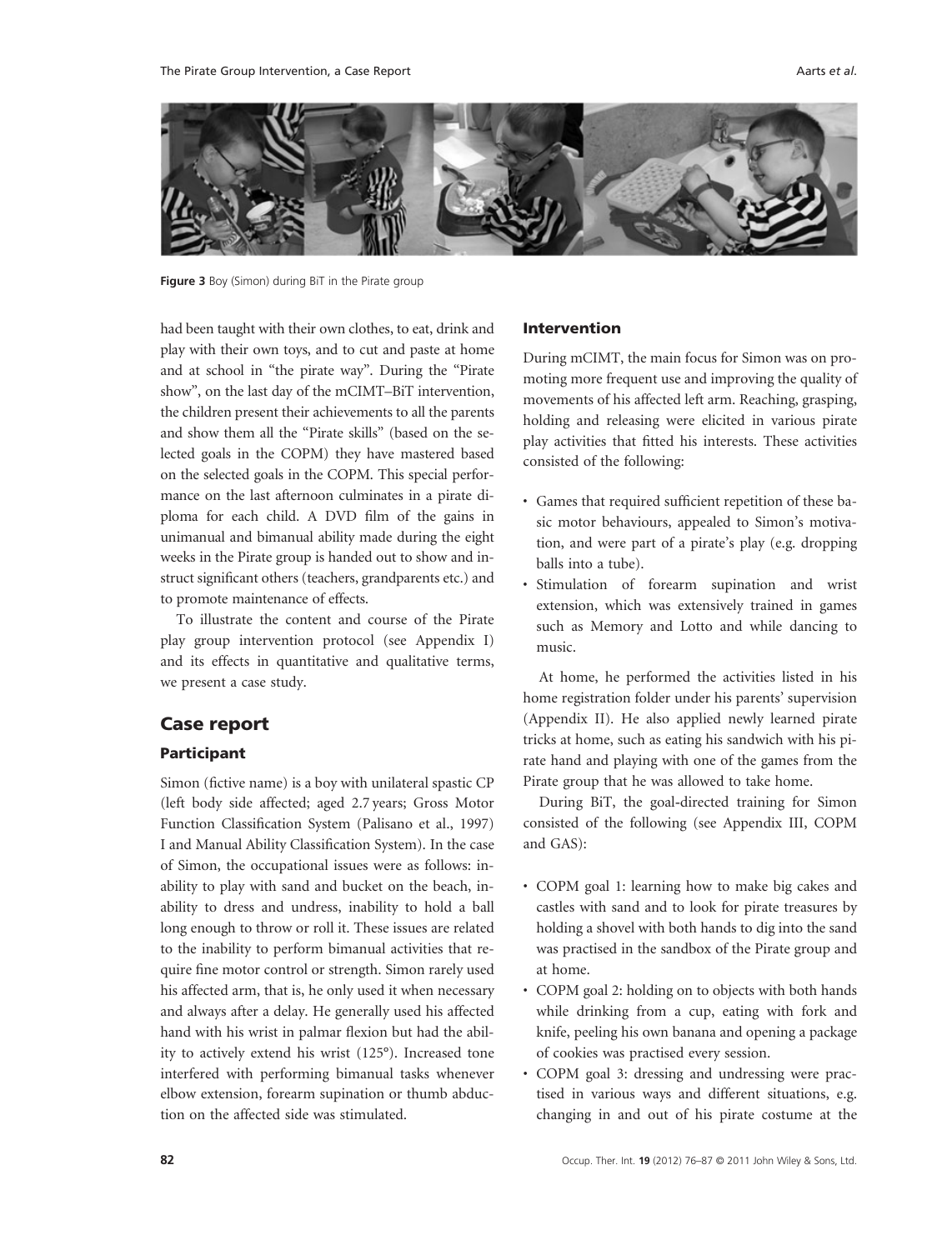Figure 3 Boy (Simon) during BiT in the Pirate group

had been taught with their own clothes, to eat, drink and play with their own toys, and to cut and paste at home and at school in "the pirate way". During the "Pirate show", on the last day of the mCIMT–BiT intervention, the children present their achievements to all the parents and show them all the "Pirate skills" (based on the selected goals in the COPM) they have mastered based on the selected goals in the COPM. This special performance on the last afternoon culminates in a pirate diploma for each child. A DVD film of the gains in unimanual and bimanual ability made during the eight weeks in the Pirate group is handed out to show and instruct significant others (teachers, grandparents etc.) and to promote maintenance of effects.

To illustrate the content and course of the Pirate play group intervention protocol (see Appendix I) and its effects in quantitative and qualitative terms, we present a case study.

## Case report

### Participant

Simon (fictive name) is a boy with unilateral spastic CP (left body side affected; aged 2.7 years; Gross Motor Function Classification System (Palisano et al., 1997) I and Manual Ability Classification System). In the case of Simon, the occupational issues were as follows: inability to play with sand and bucket on the beach, inability to dress and undress, inability to hold a ball long enough to throw or roll it. These issues are related to the inability to perform bimanual activities that require fine motor control or strength. Simon rarely used his affected arm, that is, he only used it when necessary and always after a delay. He generally used his affected hand with his wrist in palmar flexion but had the ability to actively extend his wrist (125°). Increased tone interfered with performing bimanual tasks whenever elbow extension, forearm supination or thumb abduction on the affected side was stimulated.

### Intervention

During mCIMT, the main focus for Simon was on promoting more frequent use and improving the quality of movements of his affected left arm. Reaching, grasping, holding and releasing were elicited in various pirate play activities that fitted his interests. These activities consisted of the following:

- Games that required sufficient repetition of these basic motor behaviours, appealed to Simon's motivation, and were part of a pirate's play (e.g. dropping balls into a tube).
- Stimulation of forearm supination and wrist extension, which was extensively trained in games such as Memory and Lotto and while dancing to music.

At home, he performed the activities listed in his home registration folder under his parents' supervision (Appendix II). He also applied newly learned pirate tricks at home, such as eating his sandwich with his pirate hand and playing with one of the games from the Pirate group that he was allowed to take home.

During BiT, the goal-directed training for Simon consisted of the following (see Appendix III, COPM and GAS):

- COPM goal 1: learning how to make big cakes and castles with sand and to look for pirate treasures by holding a shovel with both hands to dig into the sand was practised in the sandbox of the Pirate group and at home.
- COPM goal 2: holding on to objects with both hands while drinking from a cup, eating with fork and knife, peeling his own banana and opening a package of cookies was practised every session.
- COPM goal 3: dressing and undressing were practised in various ways and different situations, e.g. changing in and out of his pirate costume at the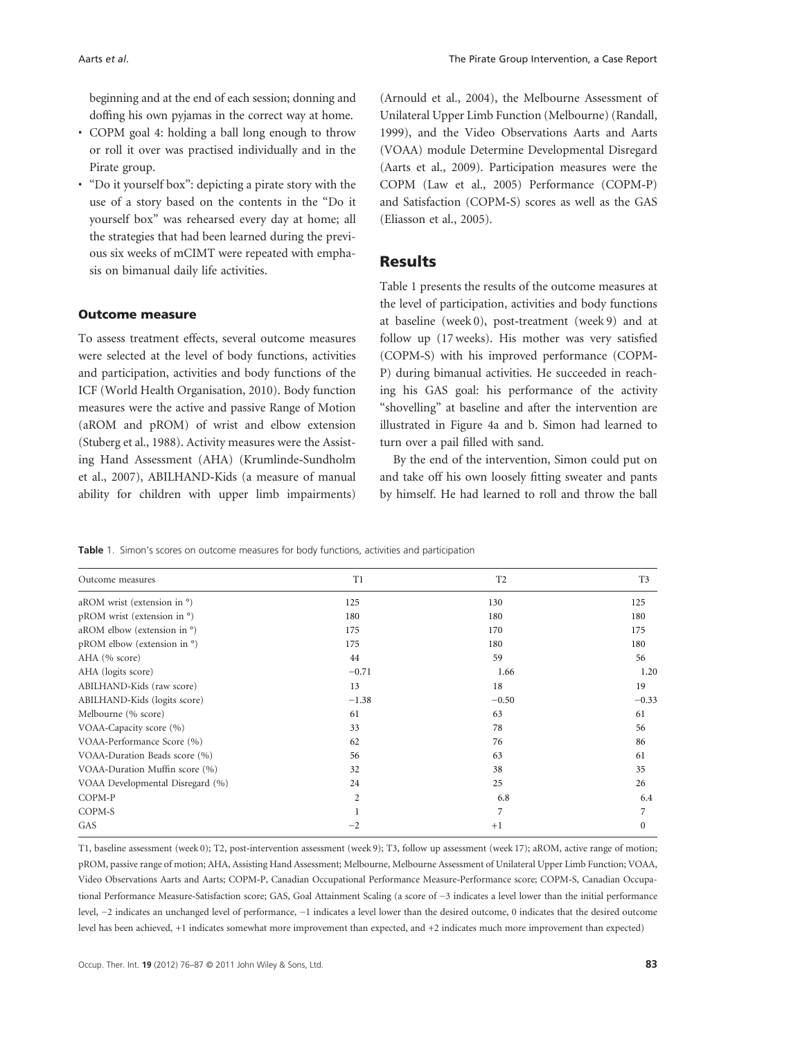beginning and at the end of each session; donning and doffing his own pyjamas in the correct way at home.

- COPM goal 4: holding a ball long enough to throw or roll it over was practised individually and in the Pirate group.
- "Do it yourself box": depicting a pirate story with the use of a story based on the contents in the "Do it yourself box" was rehearsed every day at home; all the strategies that had been learned during the previous six weeks of mCIMT were repeated with emphasis on bimanual daily life activities.

### Outcome measure

To assess treatment effects, several outcome measures were selected at the level of body functions, activities and participation, activities and body functions of the ICF (World Health Organisation, 2010). Body function measures were the active and passive Range of Motion (aROM and pROM) of wrist and elbow extension (Stuberg et al., 1988). Activity measures were the Assisting Hand Assessment (AHA) (Krumlinde-Sundholm et al., 2007), ABILHAND-Kids (a measure of manual ability for children with upper limb impairments) (Arnould et al., 2004), the Melbourne Assessment of Unilateral Upper Limb Function (Melbourne) (Randall, 1999), and the Video Observations Aarts and Aarts (VOAA) module Determine Developmental Disregard (Aarts et al., 2009). Participation measures were the COPM (Law et al., 2005) Performance (COPM-P) and Satisfaction (COPM-S) scores as well as the GAS (Eliasson et al., 2005).

## Results

Table 1 presents the results of the outcome measures at the level of participation, activities and body functions at baseline (week 0), post-treatment (week 9) and at follow up (17 weeks). His mother was very satisfied (COPM-S) with his improved performance (COPM-P) during bimanual activities. He succeeded in reaching his GAS goal: his performance of the activity "shovelling" at baseline and after the intervention are illustrated in Figure 4a and b. Simon had learned to turn over a pail filled with sand.

By the end of the intervention, Simon could put on and take off his own loosely fitting sweater and pants by himself. He had learned to roll and throw the ball

**Table 1.** Simon's scores on outcome measures for body functions, activities and participation

| Outcome measures | T1 | T2 | T3 |
|---|---|---|---|
| aROM wrist (extension in °) | 125 | 130 | 125 |
| pROM wrist (extension in °) | 180 | 180 | 180 |
| aROM elbow (extension in °) | 175 | 170 | 175 |
| pROM elbow (extension in °) | 175 | 180 | 180 |
| AHA (% score) | 44 | 59 | 56 |
| AHA (logits score) | −0.71 | 1.66 | 1.20 |
| ABILHAND-Kids (raw score) | 13 | 18 | 19 |
| ABILHAND-Kids (logits score) | −1.38 | −0.50 | −0.33 |
| Melbourne (% score) | 61 | 63 | 61 |
| VOAA-Capacity score (%) | 33 | 78 | 56 |
| VOAA-Performance Score (%) | 62 | 76 | 86 |
| VOAA-Duration Beads score (%) | 56 | 63 | 61 |
| VOAA-Duration Muffin score (%) | 32 | 38 | 35 |
| VOAA Developmental Disregard (%) | 24 | 25 | 26 |
| COPM-P | 2 | 6.8 | 6.4 |
| COPM-S | 1 | 7 | 7 |
| GAS | −2 | +1 | 0 |

T1, baseline assessment (week 0); T2, post-intervention assessment (week 9); T3, follow up assessment (week 17); aROM, active range of motion; pROM, passive range of motion; AHA, Assisting Hand Assessment; Melbourne, Melbourne Assessment of Unilateral Upper Limb Function; VOAA, Video Observations Aarts and Aarts; COPM-P, Canadian Occupational Performance Measure-Performance score; COPM-S, Canadian Occupational Performance Measure-Satisfaction score; GAS, Goal Attainment Scaling (a score of −3 indicates a level lower than the initial performance level, −2 indicates an unchanged level of performance, −1 indicates a level lower than the desired outcome, 0 indicates that the desired outcome level has been achieved, +1 indicates somewhat more improvement than expected, and +2 indicates much more improvement than expected)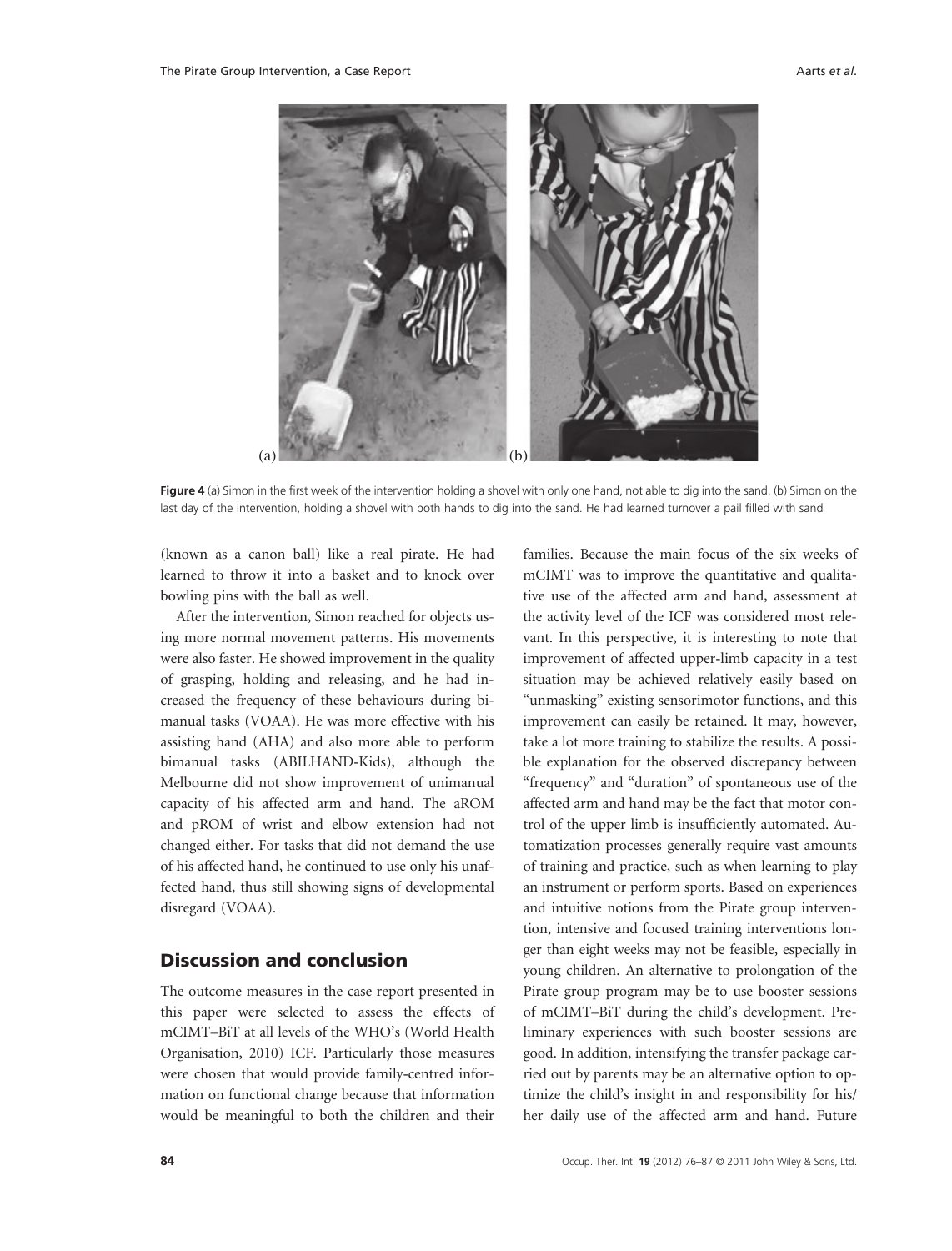Figure 4 (a) Simon in the first week of the intervention holding a shovel with only one hand, not able to dig into the sand. (b) Simon on the last day of the intervention, holding a shovel with both hands to dig into the sand. He had learned turnover a pail filled with sand

(known as a canon ball) like a real pirate. He had learned to throw it into a basket and to knock over bowling pins with the ball as well.

After the intervention, Simon reached for objects using more normal movement patterns. His movements were also faster. He showed improvement in the quality of grasping, holding and releasing, and he had increased the frequency of these behaviours during bimanual tasks (VOAA). He was more effective with his assisting hand (AHA) and also more able to perform bimanual tasks (ABILHAND-Kids), although the Melbourne did not show improvement of unimanual capacity of his affected arm and hand. The aROM and pROM of wrist and elbow extension had not changed either. For tasks that did not demand the use of his affected hand, he continued to use only his unaffected hand, thus still showing signs of developmental disregard (VOAA).

## Discussion and conclusion

The outcome measures in the case report presented in this paper were selected to assess the effects of mCIMT–BiT at all levels of the WHO's (World Health Organisation, 2010) ICF. Particularly those measures were chosen that would provide family-centred information on functional change because that information would be meaningful to both the children and their families. Because the main focus of the six weeks of mCIMT was to improve the quantitative and qualitative use of the affected arm and hand, assessment at the activity level of the ICF was considered most relevant. In this perspective, it is interesting to note that improvement of affected upper-limb capacity in a test situation may be achieved relatively easily based on "unmasking" existing sensorimotor functions, and this improvement can easily be retained. It may, however, take a lot more training to stabilize the results. A possible explanation for the observed discrepancy between "frequency" and "duration" of spontaneous use of the affected arm and hand may be the fact that motor control of the upper limb is insufficiently automated. Automatization processes generally require vast amounts of training and practice, such as when learning to play an instrument or perform sports. Based on experiences and intuitive notions from the Pirate group intervention, intensive and focused training interventions longer than eight weeks may not be feasible, especially in young children. An alternative to prolongation of the Pirate group program may be to use booster sessions of mCIMT–BiT during the child's development. Preliminary experiences with such booster sessions are good. In addition, intensifying the transfer package carried out by parents may be an alternative option to optimize the child's insight in and responsibility for his/her daily use of the affected arm and hand. Future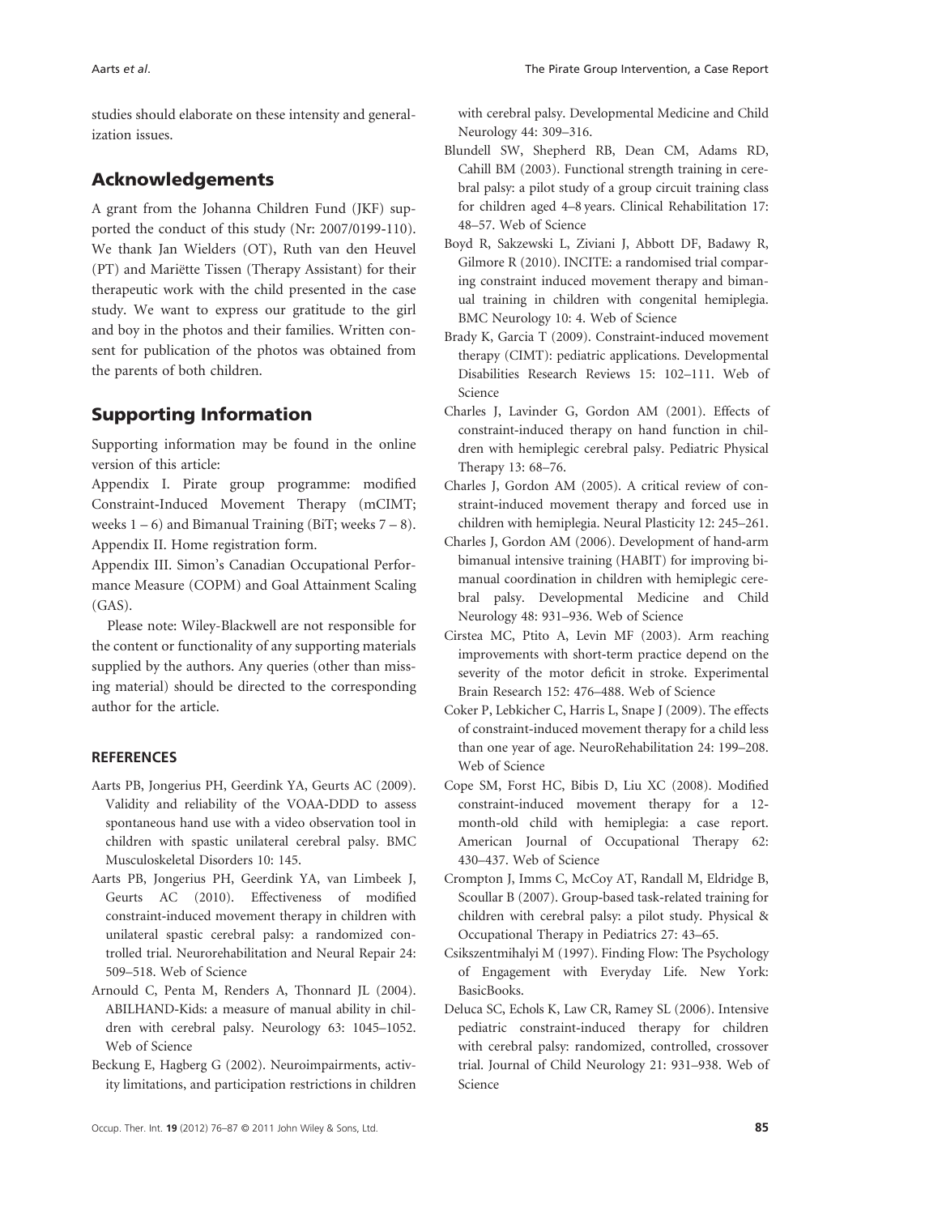studies should elaborate on these intensity and generalization issues.

## Acknowledgements

A grant from the Johanna Children Fund (JKF) supported the conduct of this study (Nr: 2007/0199-110). We thank Jan Wielders (OT), Ruth van den Heuvel (PT) and Mariëtte Tissen (Therapy Assistant) for their therapeutic work with the child presented in the case study. We want to express our gratitude to the girl and boy in the photos and their families. Written consent for publication of the photos was obtained from the parents of both children.

## Supporting Information

Supporting information may be found in the online version of this article:

Appendix I. Pirate group programme: modified Constraint-Induced Movement Therapy (mCIMT; weeks 1 – 6) and Bimanual Training (BiT; weeks 7 – 8).

Appendix II. Home registration form.

Appendix III. Simon's Canadian Occupational Performance Measure (COPM) and Goal Attainment Scaling (GAS).

Please note: Wiley-Blackwell are not responsible for the content or functionality of any supporting materials supplied by the authors. Any queries (other than missing material) should be directed to the corresponding author for the article.

### REFERENCES

Aarts PB, Jongerius PH, Geerdink YA, Geurts AC (2009). Validity and reliability of the VOAA-DDD to assess spontaneous hand use with a video observation tool in children with spastic unilateral cerebral palsy. BMC Musculoskeletal Disorders 10: 145.

Aarts PB, Jongerius PH, Geerdink YA, van Limbeek J, Geurts AC (2010). Effectiveness of modified constraint-induced movement therapy in children with unilateral spastic cerebral palsy: a randomized controlled trial. Neurorehabilitation and Neural Repair 24: 509–518. Web of Science

Arnould C, Penta M, Renders A, Thonnard JL (2004). ABILHAND-Kids: a measure of manual ability in children with cerebral palsy. Neurology 63: 1045–1052. Web of Science

Beckung E, Hagberg G (2002). Neuroimpairments, activity limitations, and participation restrictions in children with cerebral palsy. Developmental Medicine and Child Neurology 44: 309–316.

Blundell SW, Shepherd RB, Dean CM, Adams RD, Cahill BM (2003). Functional strength training in cerebral palsy: a pilot study of a group circuit training class for children aged 4–8 years. Clinical Rehabilitation 17: 48–57. Web of Science

Boyd R, Sakzewski L, Ziviani J, Abbott DF, Badawy R, Gilmore R (2010). INCITE: a randomised trial comparing constraint induced movement therapy and bimanual training in children with congenital hemiplegia. BMC Neurology 10: 4. Web of Science

Brady K, Garcia T (2009). Constraint-induced movement therapy (CIMT): pediatric applications. Developmental Disabilities Research Reviews 15: 102–111. Web of Science

Charles J, Lavinder G, Gordon AM (2001). Effects of constraint-induced therapy on hand function in children with hemiplegic cerebral palsy. Pediatric Physical Therapy 13: 68–76.

Charles J, Gordon AM (2005). A critical review of constraint-induced movement therapy and forced use in children with hemiplegia. Neural Plasticity 12: 245–261.

Charles J, Gordon AM (2006). Development of hand-arm bimanual intensive training (HABIT) for improving bimanual coordination in children with hemiplegic cerebral palsy. Developmental Medicine and Child Neurology 48: 931–936. Web of Science

Cirstea MC, Ptito A, Levin MF (2003). Arm reaching improvements with short-term practice depend on the severity of the motor deficit in stroke. Experimental Brain Research 152: 476–488. Web of Science

Coker P, Lebkicher C, Harris L, Snape J (2009). The effects of constraint-induced movement therapy for a child less than one year of age. NeuroRehabilitation 24: 199–208. Web of Science

Cope SM, Forst HC, Bibis D, Liu XC (2008). Modified constraint-induced movement therapy for a 12-month-old child with hemiplegia: a case report. American Journal of Occupational Therapy 62: 430–437. Web of Science

Crompton J, Imms C, McCoy AT, Randall M, Eldridge B, Scoullar B (2007). Group-based task-related training for children with cerebral palsy: a pilot study. Physical & Occupational Therapy in Pediatrics 27: 43–65.

Csikszentmihalyi M (1997). Finding Flow: The Psychology of Engagement with Everyday Life. New York: BasicBooks.

Deluca SC, Echols K, Law CR, Ramey SL (2006). Intensive pediatric constraint-induced therapy for children with cerebral palsy: randomized, controlled, crossover trial. Journal of Child Neurology 21: 931–938. Web of Science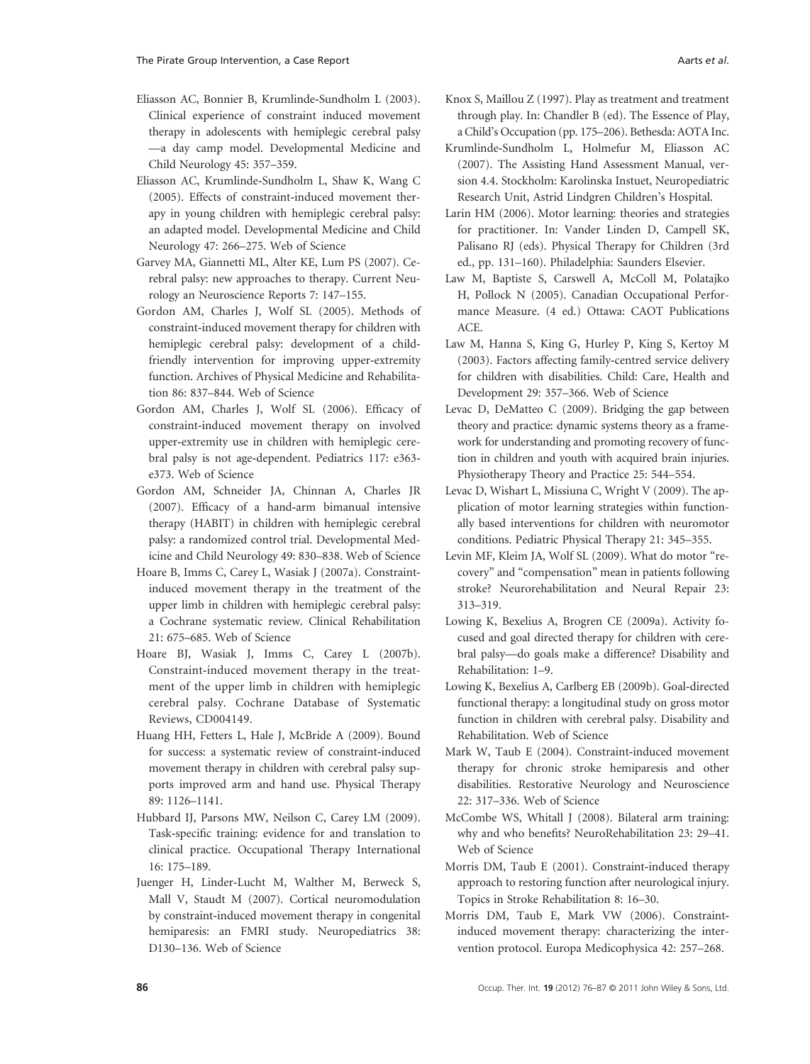Eliasson AC, Bonnier B, Krumlinde-Sundholm L (2003). Clinical experience of constraint induced movement therapy in adolescents with hemiplegic cerebral palsy —a day camp model. Developmental Medicine and Child Neurology 45: 357–359.

Eliasson AC, Krumlinde-Sundholm L, Shaw K, Wang C (2005). Effects of constraint-induced movement therapy in young children with hemiplegic cerebral palsy: an adapted model. Developmental Medicine and Child Neurology 47: 266–275. Web of Science

Garvey MA, Giannetti ML, Alter KE, Lum PS (2007). Cerebral palsy: new approaches to therapy. Current Neurology an Neuroscience Reports 7: 147–155.

Gordon AM, Charles J, Wolf SL (2005). Methods of constraint-induced movement therapy for children with hemiplegic cerebral palsy: development of a child-friendly intervention for improving upper-extremity function. Archives of Physical Medicine and Rehabilitation 86: 837–844. Web of Science

Gordon AM, Charles J, Wolf SL (2006). Efficacy of constraint-induced movement therapy on involved upper-extremity use in children with hemiplegic cerebral palsy is not age-dependent. Pediatrics 117: e363-e373. Web of Science

Gordon AM, Schneider JA, Chinnan A, Charles JR (2007). Efficacy of a hand-arm bimanual intensive therapy (HABIT) in children with hemiplegic cerebral palsy: a randomized control trial. Developmental Medicine and Child Neurology 49: 830–838. Web of Science

Hoare B, Imms C, Carey L, Wasiak J (2007a). Constraint-induced movement therapy in the treatment of the upper limb in children with hemiplegic cerebral palsy: a Cochrane systematic review. Clinical Rehabilitation 21: 675–685. Web of Science

Hoare BJ, Wasiak J, Imms C, Carey L (2007b). Constraint-induced movement therapy in the treatment of the upper limb in children with hemiplegic cerebral palsy. Cochrane Database of Systematic Reviews, CD004149.

Huang HH, Fetters L, Hale J, McBride A (2009). Bound for success: a systematic review of constraint-induced movement therapy in children with cerebral palsy supports improved arm and hand use. Physical Therapy 89: 1126–1141.

Hubbard IJ, Parsons MW, Neilson C, Carey LM (2009). Task-specific training: evidence for and translation to clinical practice. Occupational Therapy International 16: 175–189.

Juenger H, Linder-Lucht M, Walther M, Berweck S, Mall V, Staudt M (2007). Cortical neuromodulation by constraint-induced movement therapy in congenital hemiparesis: an FMRI study. Neuropediatrics 38: D130–136. Web of Science

Knox S, Maillou Z (1997). Play as treatment and treatment through play. In: Chandler B (ed). The Essence of Play, a Child's Occupation (pp. 175–206). Bethesda: AOTA Inc.

Krumlinde-Sundholm L, Holmefur M, Eliasson AC (2007). The Assisting Hand Assessment Manual, version 4.4. Stockholm: Karolinska Instuet, Neuropediatric Research Unit, Astrid Lindgren Children's Hospital.

Larin HM (2006). Motor learning: theories and strategies for practitioner. In: Vander Linden D, Campell SK, Palisano RJ (eds). Physical Therapy for Children (3rd ed., pp. 131–160). Philadelphia: Saunders Elsevier.

Law M, Baptiste S, Carswell A, McColl M, Polatajko H, Pollock N (2005). Canadian Occupational Performance Measure. (4 ed.) Ottawa: CAOT Publications ACE.

Law M, Hanna S, King G, Hurley P, King S, Kertoy M (2003). Factors affecting family-centred service delivery for children with disabilities. Child: Care, Health and Development 29: 357–366. Web of Science

Levac D, DeMatteo C (2009). Bridging the gap between theory and practice: dynamic systems theory as a framework for understanding and promoting recovery of function in children and youth with acquired brain injuries. Physiotherapy Theory and Practice 25: 544–554.

Levac D, Wishart L, Missiuna C, Wright V (2009). The application of motor learning strategies within functionally based interventions for children with neuromotor conditions. Pediatric Physical Therapy 21: 345–355.

Levin MF, Kleim JA, Wolf SL (2009). What do motor "recovery" and "compensation" mean in patients following stroke? Neurorehabilitation and Neural Repair 23: 313–319.

Lowing K, Bexelius A, Brogren CE (2009a). Activity focused and goal directed therapy for children with cerebral palsy—do goals make a difference? Disability and Rehabilitation: 1–9.

Lowing K, Bexelius A, Carlberg EB (2009b). Goal-directed functional therapy: a longitudinal study on gross motor function in children with cerebral palsy. Disability and Rehabilitation. Web of Science

Mark W, Taub E (2004). Constraint-induced movement therapy for chronic stroke hemiparesis and other disabilities. Restorative Neurology and Neuroscience 22: 317–336. Web of Science

McCombe WS, Whitall J (2008). Bilateral arm training: why and who benefits? NeuroRehabilitation 23: 29–41. Web of Science

Morris DM, Taub E (2001). Constraint-induced therapy approach to restoring function after neurological injury. Topics in Stroke Rehabilitation 8: 16–30.

Morris DM, Taub E, Mark VW (2006). Constraint-induced movement therapy: characterizing the intervention protocol. Europa Medicophysica 42: 257–268.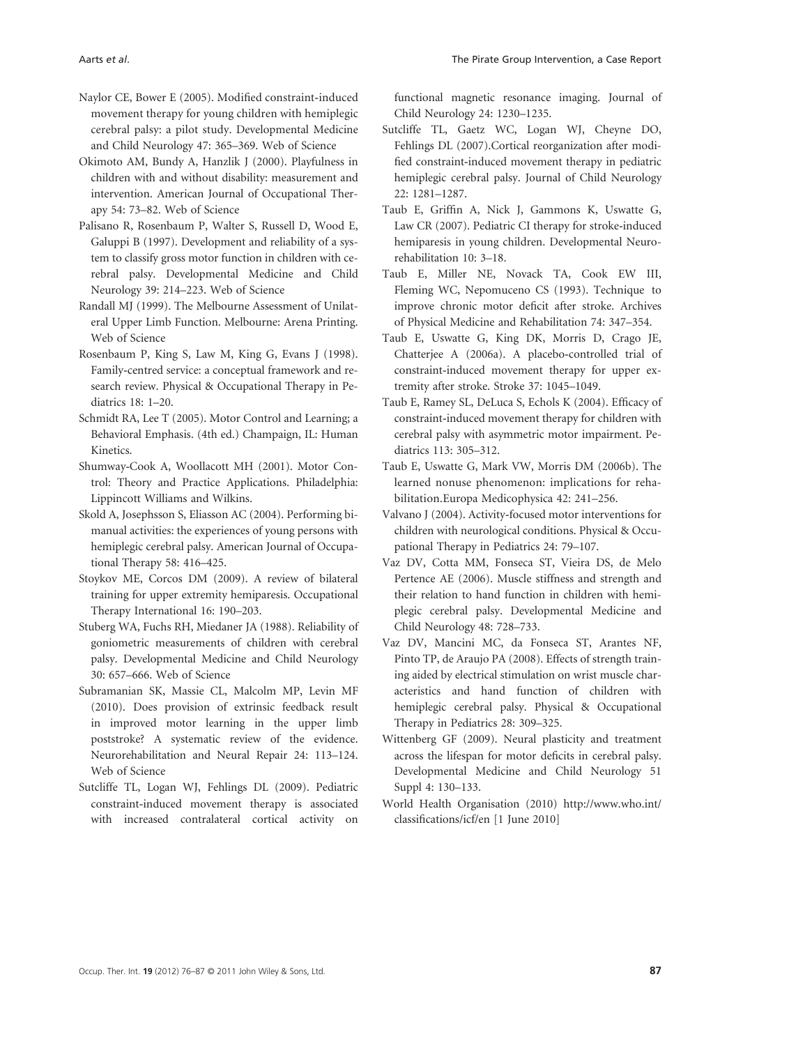Naylor CE, Bower E (2005). Modified constraint-induced movement therapy for young children with hemiplegic cerebral palsy: a pilot study. Developmental Medicine and Child Neurology 47: 365–369. Web of Science

Okimoto AM, Bundy A, Hanzlik J (2000). Playfulness in children with and without disability: measurement and intervention. American Journal of Occupational Therapy 54: 73–82. Web of Science

Palisano R, Rosenbaum P, Walter S, Russell D, Wood E, Galuppi B (1997). Development and reliability of a system to classify gross motor function in children with cerebral palsy. Developmental Medicine and Child Neurology 39: 214–223. Web of Science

Randall MJ (1999). The Melbourne Assessment of Unilateral Upper Limb Function. Melbourne: Arena Printing. Web of Science

Rosenbaum P, King S, Law M, King G, Evans J (1998). Family-centred service: a conceptual framework and research review. Physical & Occupational Therapy in Pediatrics 18: 1–20.

Schmidt RA, Lee T (2005). Motor Control and Learning; a Behavioral Emphasis. (4th ed.) Champaign, IL: Human Kinetics.

Shumway-Cook A, Woollacott MH (2001). Motor Control: Theory and Practice Applications. Philadelphia: Lippincott Williams and Wilkins.

Skold A, Josephsson S, Eliasson AC (2004). Performing bimanual activities: the experiences of young persons with hemiplegic cerebral palsy. American Journal of Occupational Therapy 58: 416–425.

Stoykov ME, Corcos DM (2009). A review of bilateral training for upper extremity hemiparesis. Occupational Therapy International 16: 190–203.

Stuberg WA, Fuchs RH, Miedaner JA (1988). Reliability of goniometric measurements of children with cerebral palsy. Developmental Medicine and Child Neurology 30: 657–666. Web of Science

Subramanian SK, Massie CL, Malcolm MP, Levin MF (2010). Does provision of extrinsic feedback result in improved motor learning in the upper limb poststroke? A systematic review of the evidence. Neurorehabilitation and Neural Repair 24: 113–124. Web of Science

Sutcliffe TL, Logan WJ, Fehlings DL (2009). Pediatric constraint-induced movement therapy is associated with increased contralateral cortical activity on functional magnetic resonance imaging. Journal of Child Neurology 24: 1230–1235.

Sutcliffe TL, Gaetz WC, Logan WJ, Cheyne DO, Fehlings DL (2007).Cortical reorganization after modified constraint-induced movement therapy in pediatric hemiplegic cerebral palsy. Journal of Child Neurology 22: 1281–1287.

Taub E, Griffin A, Nick J, Gammons K, Uswatte G, Law CR (2007). Pediatric CI therapy for stroke-induced hemiparesis in young children. Developmental Neurorehabilitation 10: 3–18.

Taub E, Miller NE, Novack TA, Cook EW III, Fleming WC, Nepomuceno CS (1993). Technique to improve chronic motor deficit after stroke. Archives of Physical Medicine and Rehabilitation 74: 347–354.

Taub E, Uswatte G, King DK, Morris D, Crago JE, Chatterjee A (2006a). A placebo-controlled trial of constraint-induced movement therapy for upper extremity after stroke. Stroke 37: 1045–1049.

Taub E, Ramey SL, DeLuca S, Echols K (2004). Efficacy of constraint-induced movement therapy for children with cerebral palsy with asymmetric motor impairment. Pediatrics 113: 305–312.

Taub E, Uswatte G, Mark VW, Morris DM (2006b). The learned nonuse phenomenon: implications for rehabilitation.Europa Medicophysica 42: 241–256.

Valvano J (2004). Activity-focused motor interventions for children with neurological conditions. Physical & Occupational Therapy in Pediatrics 24: 79–107.

Vaz DV, Cotta MM, Fonseca ST, Vieira DS, de Melo Pertence AE (2006). Muscle stiffness and strength and their relation to hand function in children with hemiplegic cerebral palsy. Developmental Medicine and Child Neurology 48: 728–733.

Vaz DV, Mancini MC, da Fonseca ST, Arantes NF, Pinto TP, de Araujo PA (2008). Effects of strength training aided by electrical stimulation on wrist muscle characteristics and hand function of children with hemiplegic cerebral palsy. Physical & Occupational Therapy in Pediatrics 28: 309–325.

Wittenberg GF (2009). Neural plasticity and treatment across the lifespan for motor deficits in cerebral palsy. Developmental Medicine and Child Neurology 51 Suppl 4: 130–133.

World Health Organisation (2010) http://www.who.int/classifications/icf/en [1 June 2010]